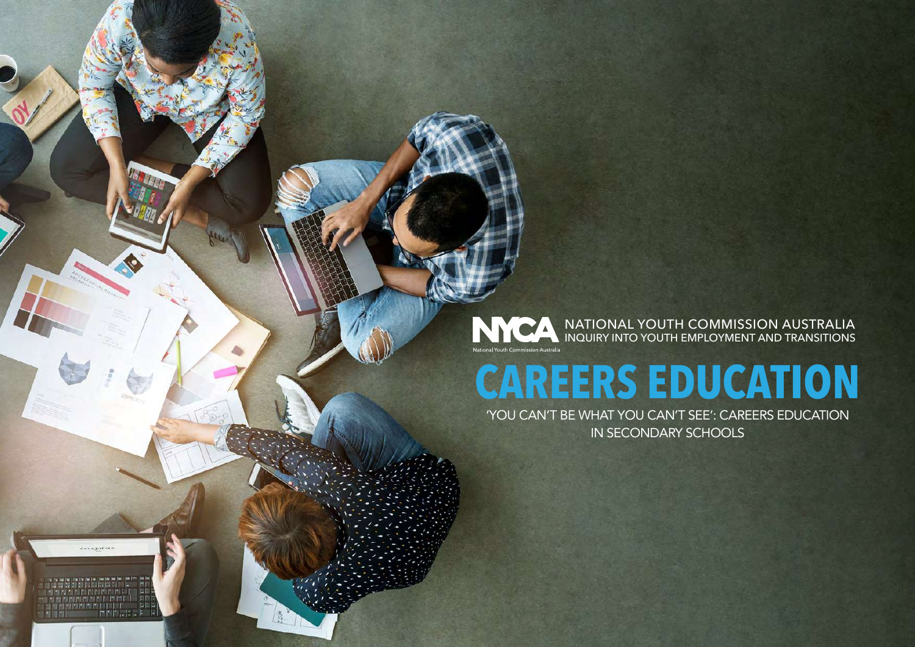NYCA NATIONAL YOUTH COMMISSION AUSTRALIA
INQUIRY INTO YOUTH EMPLOYMENT AND TRANSITIONS

National Youth Commission Australia

# CAREERS EDUCATION

'YOU CAN'T BE WHAT YOU CAN'T SEE': CAREERS EDUCATION IN SECONDARY SCHOOLS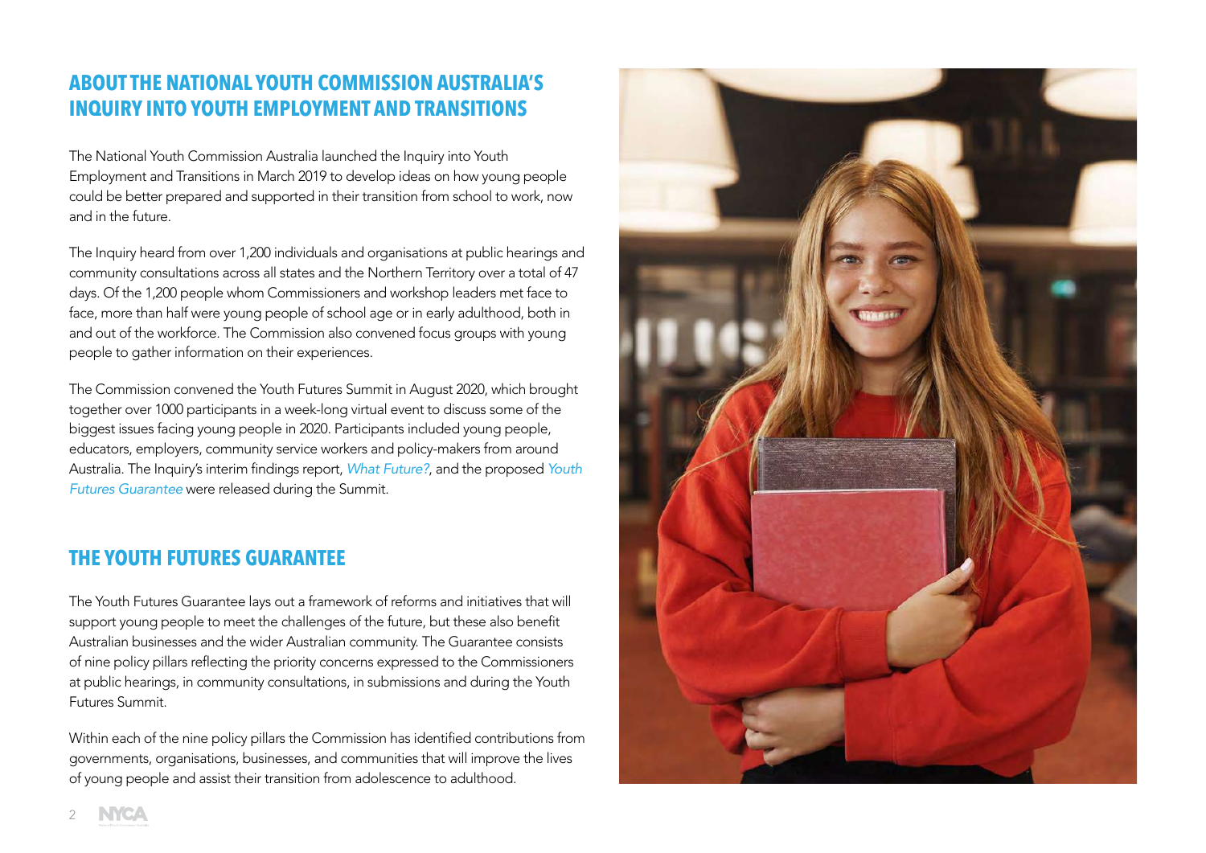## ABOUT THE NATIONAL YOUTH COMMISSION AUSTRALIA'S INQUIRY INTO YOUTH EMPLOYMENT AND TRANSITIONS

The National Youth Commission Australia launched the Inquiry into Youth Employment and Transitions in March 2019 to develop ideas on how young people could be better prepared and supported in their transition from school to work, now and in the future.

The Inquiry heard from over 1,200 individuals and organisations at public hearings and community consultations across all states and the Northern Territory over a total of 47 days. Of the 1,200 people whom Commissioners and workshop leaders met face to face, more than half were young people of school age or in early adulthood, both in and out of the workforce. The Commission also convened focus groups with young people to gather information on their experiences.

The Commission convened the Youth Futures Summit in August 2020, which brought together over 1000 participants in a week-long virtual event to discuss some of the biggest issues facing young people in 2020. Participants included young people, educators, employers, community service workers and policy-makers from around Australia. The Inquiry's interim findings report, *What Future?*, and the proposed *Youth Futures Guarantee* were released during the Summit.

## THE YOUTH FUTURES GUARANTEE

The Youth Futures Guarantee lays out a framework of reforms and initiatives that will support young people to meet the challenges of the future, but these also benefit Australian businesses and the wider Australian community. The Guarantee consists of nine policy pillars reflecting the priority concerns expressed to the Commissioners at public hearings, in community consultations, in submissions and during the Youth Futures Summit.

Within each of the nine policy pillars the Commission has identified contributions from governments, organisations, businesses, and communities that will improve the lives of young people and assist their transition from adolescence to adulthood.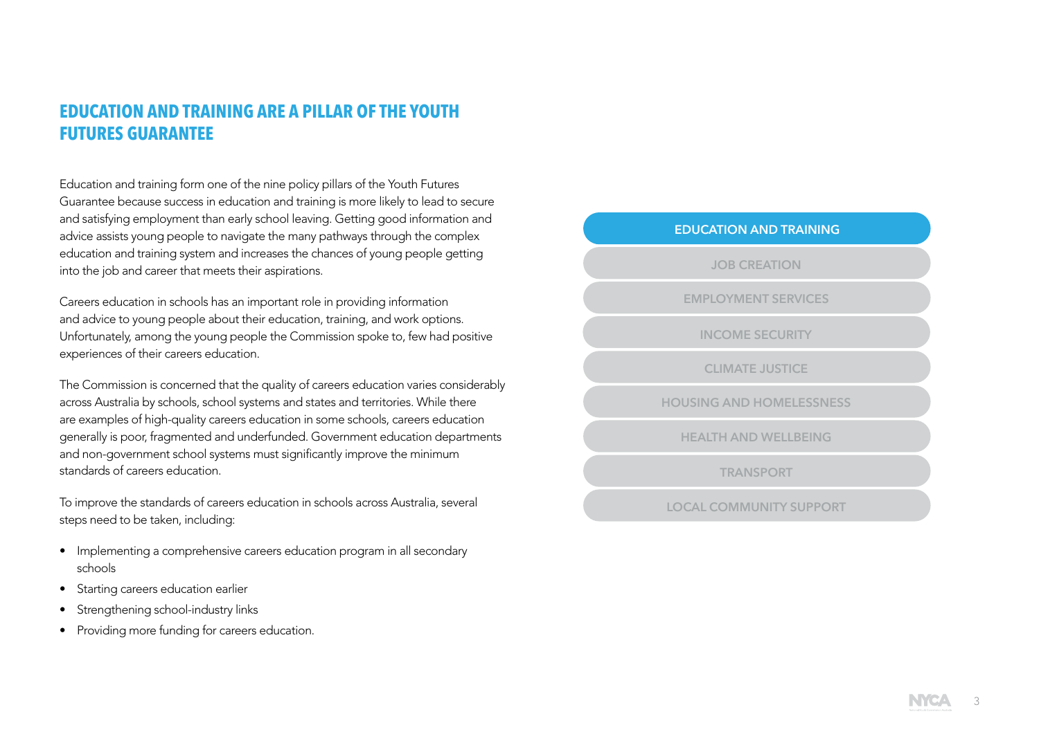## EDUCATION AND TRAINING ARE A PILLAR OF THE YOUTH FUTURES GUARANTEE

Education and training form one of the nine policy pillars of the Youth Futures Guarantee because success in education and training is more likely to lead to secure and satisfying employment than early school leaving. Getting good information and advice assists young people to navigate the many pathways through the complex education and training system and increases the chances of young people getting into the job and career that meets their aspirations.

Careers education in schools has an important role in providing information and advice to young people about their education, training, and work options. Unfortunately, among the young people the Commission spoke to, few had positive experiences of their careers education.

The Commission is concerned that the quality of careers education varies considerably across Australia by schools, school systems and states and territories. While there are examples of high-quality careers education in some schools, careers education generally is poor, fragmented and underfunded. Government education departments and non-government school systems must significantly improve the minimum standards of careers education.

To improve the standards of careers education in schools across Australia, several steps need to be taken, including:

- Implementing a comprehensive careers education program in all secondary schools
- Starting careers education earlier
- Strengthening school-industry links
- Providing more funding for careers education.

**EDUCATION AND TRAINING**

JOB CREATION

EMPLOYMENT SERVICES

INCOME SECURITY

CLIMATE JUSTICE

HOUSING AND HOMELESSNESS

HEALTH AND WELLBEING

TRANSPORT

LOCAL COMMUNITY SUPPORT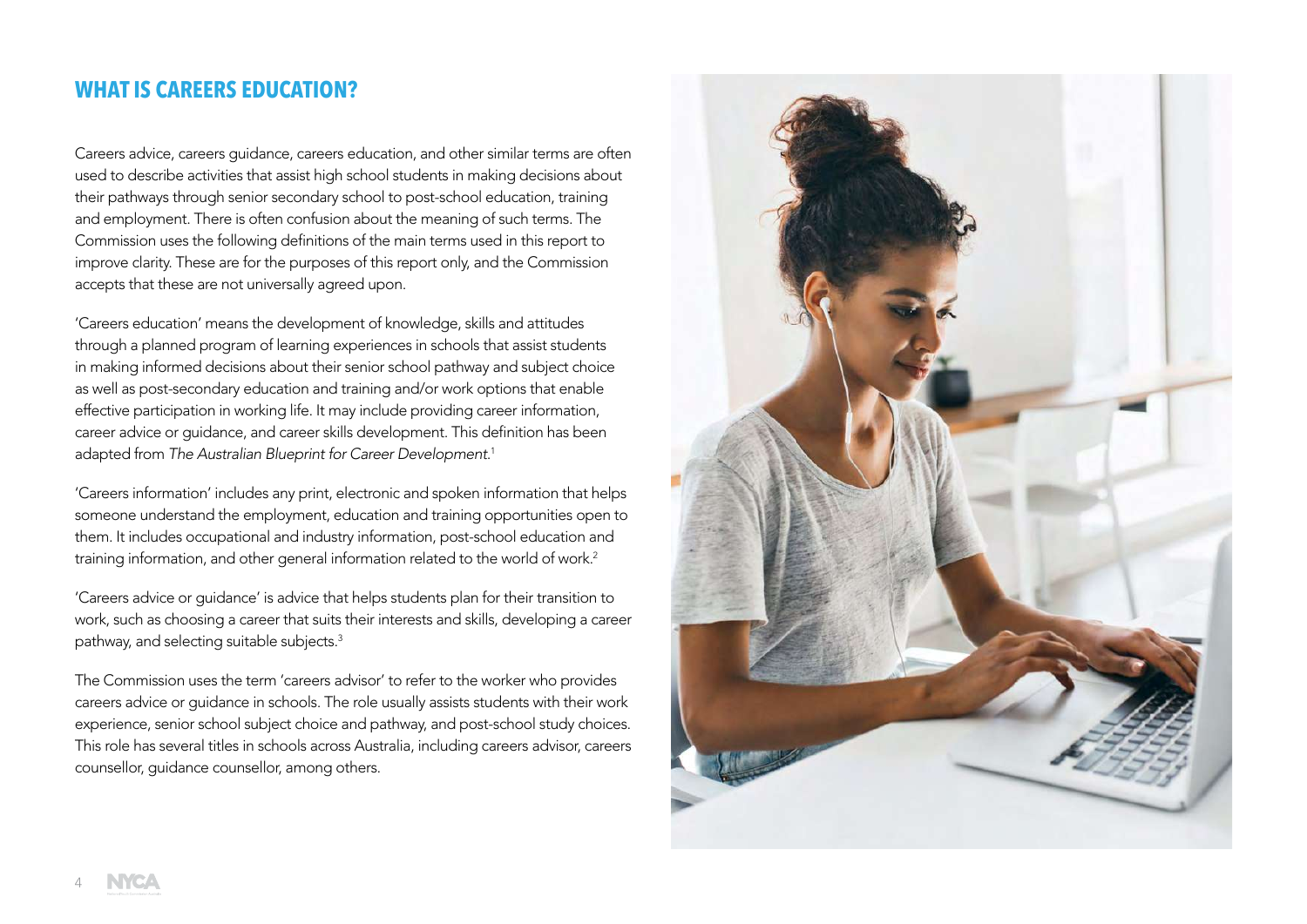## WHAT IS CAREERS EDUCATION?

Careers advice, careers guidance, careers education, and other similar terms are often used to describe activities that assist high school students in making decisions about their pathways through senior secondary school to post-school education, training and employment. There is often confusion about the meaning of such terms. The Commission uses the following definitions of the main terms used in this report to improve clarity. These are for the purposes of this report only, and the Commission accepts that these are not universally agreed upon.

'Careers education' means the development of knowledge, skills and attitudes through a planned program of learning experiences in schools that assist students in making informed decisions about their senior school pathway and subject choice as well as post-secondary education and training and/or work options that enable effective participation in working life. It may include providing career information, career advice or guidance, and career skills development. This definition has been adapted from *The Australian Blueprint for Career Development.*[1]

'Careers information' includes any print, electronic and spoken information that helps someone understand the employment, education and training opportunities open to them. It includes occupational and industry information, post-school education and training information, and other general information related to the world of work.[2]

'Careers advice or guidance' is advice that helps students plan for their transition to work, such as choosing a career that suits their interests and skills, developing a career pathway, and selecting suitable subjects.[3]

The Commission uses the term 'careers advisor' to refer to the worker who provides careers advice or guidance in schools. The role usually assists students with their work experience, senior school subject choice and pathway, and post-school study choices. This role has several titles in schools across Australia, including careers advisor, careers counsellor, guidance counsellor, among others.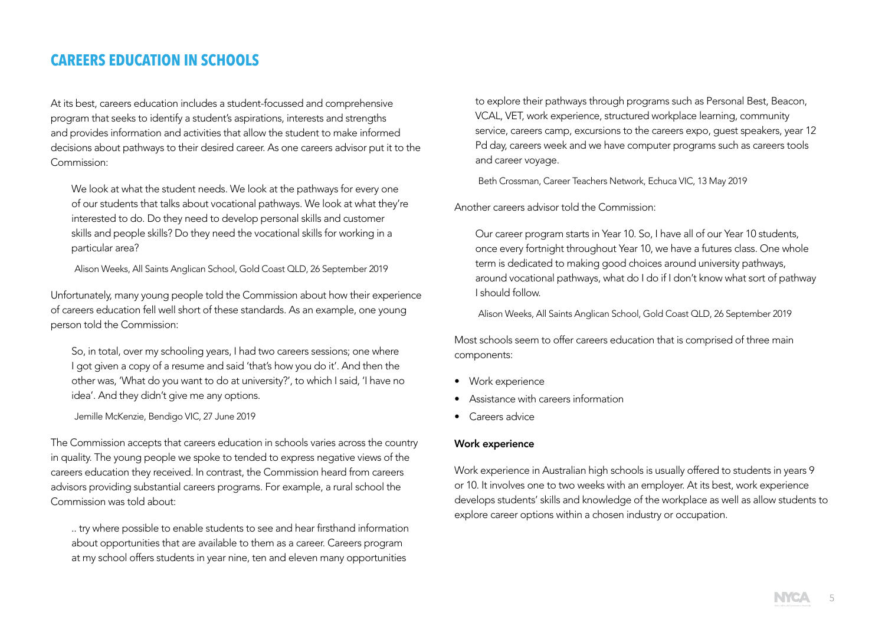## CAREERS EDUCATION IN SCHOOLS

At its best, careers education includes a student-focussed and comprehensive program that seeks to identify a student's aspirations, interests and strengths and provides information and activities that allow the student to make informed decisions about pathways to their desired career. As one careers advisor put it to the Commission:

> We look at what the student needs. We look at the pathways for every one of our students that talks about vocational pathways. We look at what they're interested to do. Do they need to develop personal skills and customer skills and people skills? Do they need the vocational skills for working in a particular area?
>
> Alison Weeks, All Saints Anglican School, Gold Coast QLD, 26 September 2019

Unfortunately, many young people told the Commission about how their experience of careers education fell well short of these standards. As an example, one young person told the Commission:

> So, in total, over my schooling years, I had two careers sessions; one where I got given a copy of a resume and said 'that's how you do it'. And then the other was, 'What do you want to do at university?', to which I said, 'I have no idea'. And they didn't give me any options.
>
> Jemille McKenzie, Bendigo VIC, 27 June 2019

The Commission accepts that careers education in schools varies across the country in quality. The young people we spoke to tended to express negative views of the careers education they received. In contrast, the Commission heard from careers advisors providing substantial careers programs. For example, a rural school the Commission was told about:

> .. try where possible to enable students to see and hear firsthand information about opportunities that are available to them as a career. Careers program at my school offers students in year nine, ten and eleven many opportunities to explore their pathways through programs such as Personal Best, Beacon, VCAL, VET, work experience, structured workplace learning, community service, careers camp, excursions to the careers expo, guest speakers, year 12 Pd day, careers week and we have computer programs such as careers tools and career voyage.
>
> Beth Crossman, Career Teachers Network, Echuca VIC, 13 May 2019

Another careers advisor told the Commission:

> Our career program starts in Year 10. So, I have all of our Year 10 students, once every fortnight throughout Year 10, we have a futures class. One whole term is dedicated to making good choices around university pathways, around vocational pathways, what do I do if I don't know what sort of pathway I should follow.
>
> Alison Weeks, All Saints Anglican School, Gold Coast QLD, 26 September 2019

Most schools seem to offer careers education that is comprised of three main components:

- Work experience
- Assistance with careers information
- Careers advice

**Work experience**

Work experience in Australian high schools is usually offered to students in years 9 or 10. It involves one to two weeks with an employer. At its best, work experience develops students' skills and knowledge of the workplace as well as allow students to explore career options within a chosen industry or occupation.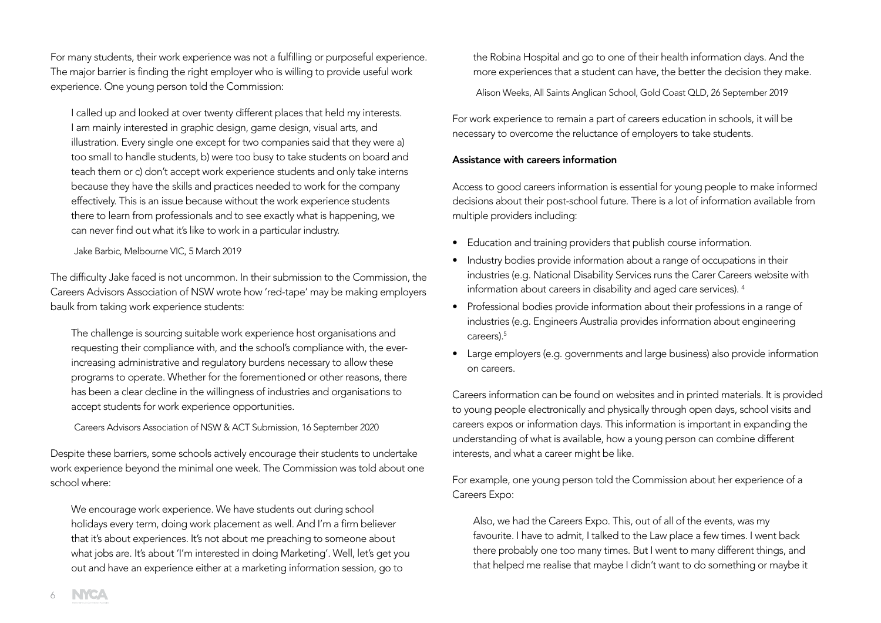For many students, their work experience was not a fulfilling or purposeful experience. The major barrier is finding the right employer who is willing to provide useful work experience. One young person told the Commission:

> I called up and looked at over twenty different places that held my interests. I am mainly interested in graphic design, game design, visual arts, and illustration. Every single one except for two companies said that they were a) too small to handle students, b) were too busy to take students on board and teach them or c) don't accept work experience students and only take interns because they have the skills and practices needed to work for the company effectively. This is an issue because without the work experience students there to learn from professionals and to see exactly what is happening, we can never find out what it's like to work in a particular industry.
>
> Jake Barbic, Melbourne VIC, 5 March 2019

The difficulty Jake faced is not uncommon. In their submission to the Commission, the Careers Advisors Association of NSW wrote how 'red-tape' may be making employers baulk from taking work experience students:

> The challenge is sourcing suitable work experience host organisations and requesting their compliance with, and the school's compliance with, the ever-increasing administrative and regulatory burdens necessary to allow these programs to operate. Whether for the forementioned or other reasons, there has been a clear decline in the willingness of industries and organisations to accept students for work experience opportunities.
>
> Careers Advisors Association of NSW & ACT Submission, 16 September 2020

Despite these barriers, some schools actively encourage their students to undertake work experience beyond the minimal one week. The Commission was told about one school where:

> We encourage work experience. We have students out during school holidays every term, doing work placement as well. And I'm a firm believer that it's about experiences. It's not about me preaching to someone about what jobs are. It's about 'I'm interested in doing Marketing'. Well, let's get you out and have an experience either at a marketing information session, go to the Robina Hospital and go to one of their health information days. And the more experiences that a student can have, the better the decision they make.
>
> Alison Weeks, All Saints Anglican School, Gold Coast QLD, 26 September 2019

For work experience to remain a part of careers education in schools, it will be necessary to overcome the reluctance of employers to take students.

**Assistance with careers information**

Access to good careers information is essential for young people to make informed decisions about their post-school future. There is a lot of information available from multiple providers including:

- Education and training providers that publish course information.
- Industry bodies provide information about a range of occupations in their industries (e.g. National Disability Services runs the Carer Careers website with information about careers in disability and aged care services).[4]
- Professional bodies provide information about their professions in a range of industries (e.g. Engineers Australia provides information about engineering careers).[5]
- Large employers (e.g. governments and large business) also provide information on careers.

Careers information can be found on websites and in printed materials. It is provided to young people electronically and physically through open days, school visits and careers expos or information days. This information is important in expanding the understanding of what is available, how a young person can combine different interests, and what a career might be like.

For example, one young person told the Commission about her experience of a Careers Expo:

> Also, we had the Careers Expo. This, out of all of the events, was my favourite. I have to admit, I talked to the Law place a few times. I went back there probably one too many times. But I went to many different things, and that helped me realise that maybe I didn't want to do something or maybe it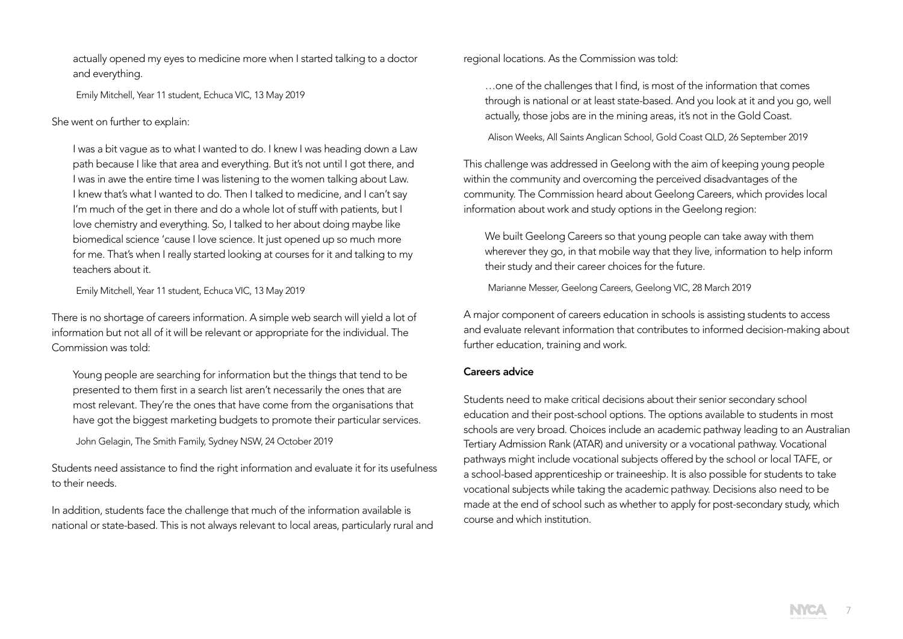> actually opened my eyes to medicine more when I started talking to a doctor and everything.
>
> Emily Mitchell, Year 11 student, Echuca VIC, 13 May 2019

She went on further to explain:

> I was a bit vague as to what I wanted to do. I knew I was heading down a Law path because I like that area and everything. But it's not until I got there, and I was in awe the entire time I was listening to the women talking about Law. I knew that's what I wanted to do. Then I talked to medicine, and I can't say I'm much of the get in there and do a whole lot of stuff with patients, but I love chemistry and everything. So, I talked to her about doing maybe like biomedical science 'cause I love science. It just opened up so much more for me. That's when I really started looking at courses for it and talking to my teachers about it.
>
> Emily Mitchell, Year 11 student, Echuca VIC, 13 May 2019

There is no shortage of careers information. A simple web search will yield a lot of information but not all of it will be relevant or appropriate for the individual. The Commission was told:

> Young people are searching for information but the things that tend to be presented to them first in a search list aren't necessarily the ones that are most relevant. They're the ones that have come from the organisations that have got the biggest marketing budgets to promote their particular services.
>
> John Gelagin, The Smith Family, Sydney NSW, 24 October 2019

Students need assistance to find the right information and evaluate it for its usefulness to their needs.

In addition, students face the challenge that much of the information available is national or state-based. This is not always relevant to local areas, particularly rural and regional locations. As the Commission was told:

> …one of the challenges that I find, is most of the information that comes through is national or at least state-based. And you look at it and you go, well actually, those jobs are in the mining areas, it's not in the Gold Coast.
>
> Alison Weeks, All Saints Anglican School, Gold Coast QLD, 26 September 2019

This challenge was addressed in Geelong with the aim of keeping young people within the community and overcoming the perceived disadvantages of the community. The Commission heard about Geelong Careers, which provides local information about work and study options in the Geelong region:

> We built Geelong Careers so that young people can take away with them wherever they go, in that mobile way that they live, information to help inform their study and their career choices for the future.
>
> Marianne Messer, Geelong Careers, Geelong VIC, 28 March 2019

A major component of careers education in schools is assisting students to access and evaluate relevant information that contributes to informed decision-making about further education, training and work.

**Careers advice**

Students need to make critical decisions about their senior secondary school education and their post-school options. The options available to students in most schools are very broad. Choices include an academic pathway leading to an Australian Tertiary Admission Rank (ATAR) and university or a vocational pathway. Vocational pathways might include vocational subjects offered by the school or local TAFE, or a school-based apprenticeship or traineeship. It is also possible for students to take vocational subjects while taking the academic pathway. Decisions also need to be made at the end of school such as whether to apply for post-secondary study, which course and which institution.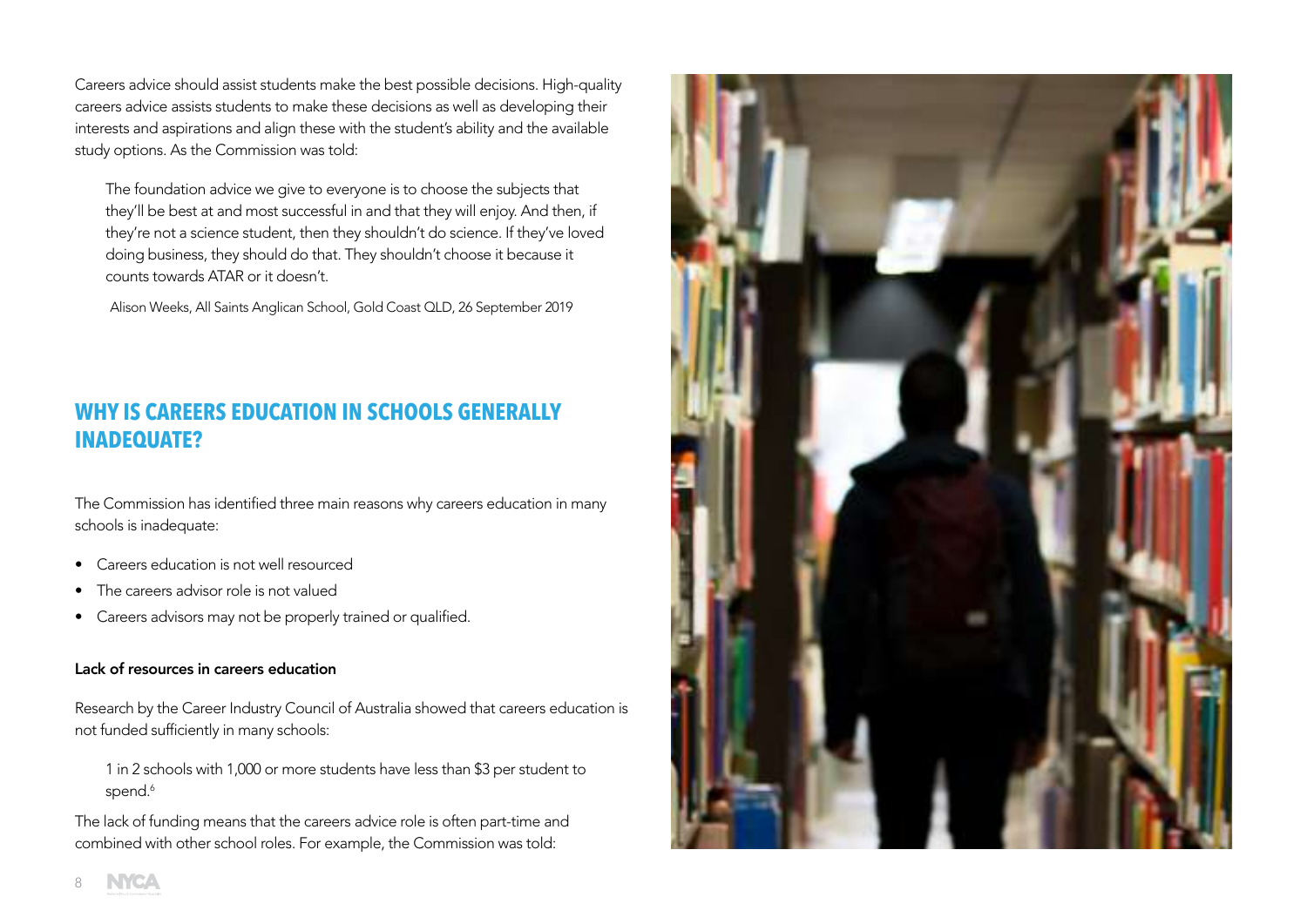Careers advice should assist students make the best possible decisions. High-quality careers advice assists students to make these decisions as well as developing their interests and aspirations and align these with the student's ability and the available study options. As the Commission was told:

> The foundation advice we give to everyone is to choose the subjects that they'll be best at and most successful in and that they will enjoy. And then, if they're not a science student, then they shouldn't do science. If they've loved doing business, they should do that. They shouldn't choose it because it counts towards ATAR or it doesn't.
>
> Alison Weeks, All Saints Anglican School, Gold Coast QLD, 26 September 2019

## WHY IS CAREERS EDUCATION IN SCHOOLS GENERALLY INADEQUATE?

The Commission has identified three main reasons why careers education in many schools is inadequate:

- Careers education is not well resourced
- The careers advisor role is not valued
- Careers advisors may not be properly trained or qualified.

### Lack of resources in careers education

Research by the Career Industry Council of Australia showed that careers education is not funded sufficiently in many schools:

> 1 in 2 schools with 1,000 or more students have less than $3 per student to spend.[6]

The lack of funding means that the careers advice role is often part-time and combined with other school roles. For example, the Commission was told: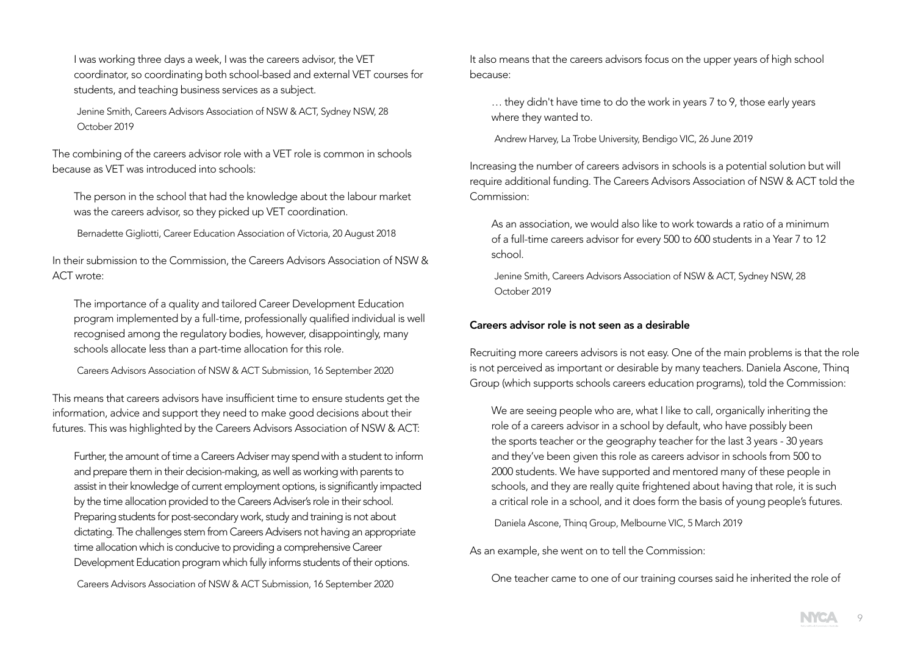> I was working three days a week, I was the careers advisor, the VET coordinator, so coordinating both school-based and external VET courses for students, and teaching business services as a subject.
>
> Jenine Smith, Careers Advisors Association of NSW & ACT, Sydney NSW, 28 October 2019

The combining of the careers advisor role with a VET role is common in schools because as VET was introduced into schools:

> The person in the school that had the knowledge about the labour market was the careers advisor, so they picked up VET coordination.
>
> Bernadette Gigliotti, Career Education Association of Victoria, 20 August 2018

In their submission to the Commission, the Careers Advisors Association of NSW & ACT wrote:

> The importance of a quality and tailored Career Development Education program implemented by a full-time, professionally qualified individual is well recognised among the regulatory bodies, however, disappointingly, many schools allocate less than a part-time allocation for this role.
>
> Careers Advisors Association of NSW & ACT Submission, 16 September 2020

This means that careers advisors have insufficient time to ensure students get the information, advice and support they need to make good decisions about their futures. This was highlighted by the Careers Advisors Association of NSW & ACT:

> Further, the amount of time a Careers Adviser may spend with a student to inform and prepare them in their decision-making, as well as working with parents to assist in their knowledge of current employment options, is significantly impacted by the time allocation provided to the Careers Adviser's role in their school. Preparing students for post-secondary work, study and training is not about dictating. The challenges stem from Careers Advisers not having an appropriate time allocation which is conducive to providing a comprehensive Career Development Education program which fully informs students of their options.
>
> Careers Advisors Association of NSW & ACT Submission, 16 September 2020

It also means that the careers advisors focus on the upper years of high school because:

> … they didn't have time to do the work in years 7 to 9, those early years where they wanted to.
>
> Andrew Harvey, La Trobe University, Bendigo VIC, 26 June 2019

Increasing the number of careers advisors in schools is a potential solution but will require additional funding. The Careers Advisors Association of NSW & ACT told the Commission:

> As an association, we would also like to work towards a ratio of a minimum of a full-time careers advisor for every 500 to 600 students in a Year 7 to 12 school.
>
> Jenine Smith, Careers Advisors Association of NSW & ACT, Sydney NSW, 28 October 2019

#### Careers advisor role is not seen as a desirable

Recruiting more careers advisors is not easy. One of the main problems is that the role is not perceived as important or desirable by many teachers. Daniela Ascone, Thinq Group (which supports schools careers education programs), told the Commission:

> We are seeing people who are, what I like to call, organically inheriting the role of a careers advisor in a school by default, who have possibly been the sports teacher or the geography teacher for the last 3 years - 30 years and they've been given this role as careers advisor in schools from 500 to 2000 students. We have supported and mentored many of these people in schools, and they are really quite frightened about having that role, it is such a critical role in a school, and it does form the basis of young people's futures.
>
> Daniela Ascone, Thinq Group, Melbourne VIC, 5 March 2019

As an example, she went on to tell the Commission:

> One teacher came to one of our training courses said he inherited the role of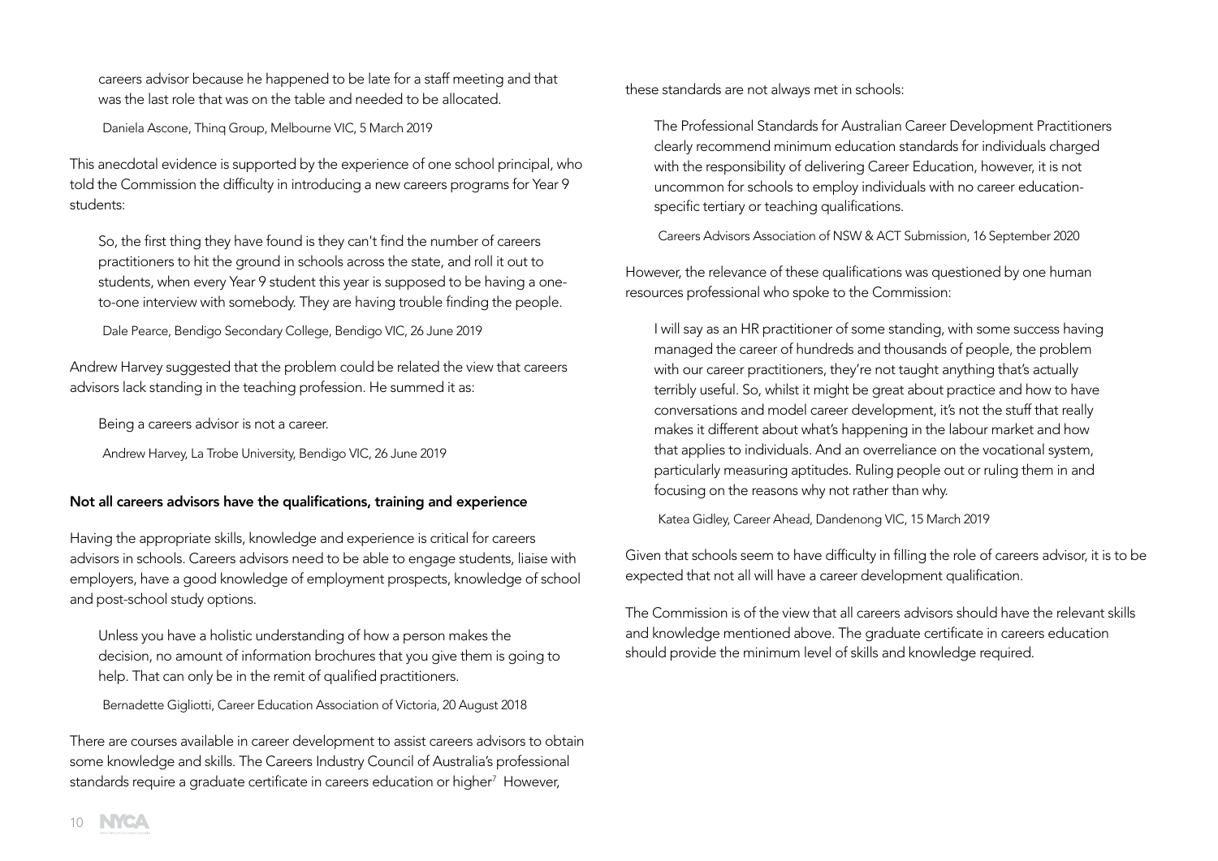careers advisor because he happened to be late for a staff meeting and that was the last role that was on the table and needed to be allocated.

Daniela Ascone, Thinq Group, Melbourne VIC, 5 March 2019

This anecdotal evidence is supported by the experience of one school principal, who told the Commission the difficulty in introducing a new careers programs for Year 9 students:

So, the first thing they have found is they can't find the number of careers practitioners to hit the ground in schools across the state, and roll it out to students, when every Year 9 student this year is supposed to be having a one-to-one interview with somebody. They are having trouble finding the people.

Dale Pearce, Bendigo Secondary College, Bendigo VIC, 26 June 2019

Andrew Harvey suggested that the problem could be related the view that careers advisors lack standing in the teaching profession. He summed it as:

Being a careers advisor is not a career.

Andrew Harvey, La Trobe University, Bendigo VIC, 26 June 2019

### Not all careers advisors have the qualifications, training and experience

Having the appropriate skills, knowledge and experience is critical for careers advisors in schools. Careers advisors need to be able to engage students, liaise with employers, have a good knowledge of employment prospects, knowledge of school and post-school study options.

Unless you have a holistic understanding of how a person makes the decision, no amount of information brochures that you give them is going to help. That can only be in the remit of qualified practitioners.

Bernadette Gigliotti, Career Education Association of Victoria, 20 August 2018

There are courses available in career development to assist careers advisors to obtain some knowledge and skills. The Careers Industry Council of Australia's professional standards require a graduate certificate in careers education or higher[7] However, these standards are not always met in schools:

The Professional Standards for Australian Career Development Practitioners clearly recommend minimum education standards for individuals charged with the responsibility of delivering Career Education, however, it is not uncommon for schools to employ individuals with no career education-specific tertiary or teaching qualifications.

Careers Advisors Association of NSW & ACT Submission, 16 September 2020

However, the relevance of these qualifications was questioned by one human resources professional who spoke to the Commission:

I will say as an HR practitioner of some standing, with some success having managed the career of hundreds and thousands of people, the problem with our career practitioners, they're not taught anything that's actually terribly useful. So, whilst it might be great about practice and how to have conversations and model career development, it's not the stuff that really makes it different about what's happening in the labour market and how that applies to individuals. And an overreliance on the vocational system, particularly measuring aptitudes. Ruling people out or ruling them in and focusing on the reasons why not rather than why.

Katea Gidley, Career Ahead, Dandenong VIC, 15 March 2019

Given that schools seem to have difficulty in filling the role of careers advisor, it is to be expected that not all will have a career development qualification.

The Commission is of the view that all careers advisors should have the relevant skills and knowledge mentioned above. The graduate certificate in careers education should provide the minimum level of skills and knowledge required.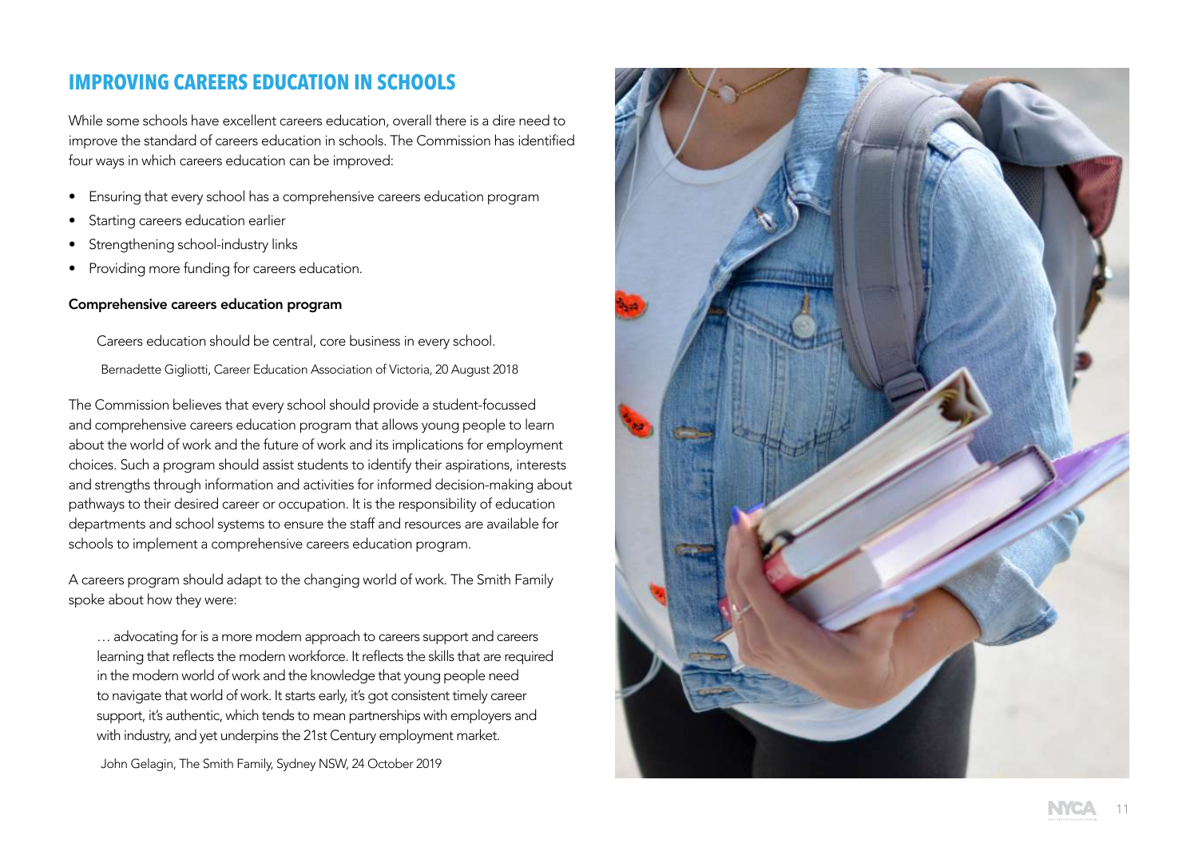## IMPROVING CAREERS EDUCATION IN SCHOOLS

While some schools have excellent careers education, overall there is a dire need to improve the standard of careers education in schools. The Commission has identified four ways in which careers education can be improved:

- Ensuring that every school has a comprehensive careers education program
- Starting careers education earlier
- Strengthening school-industry links
- Providing more funding for careers education.

### Comprehensive careers education program

> Careers education should be central, core business in every school.
>
> Bernadette Gigliotti, Career Education Association of Victoria, 20 August 2018

The Commission believes that every school should provide a student-focussed and comprehensive careers education program that allows young people to learn about the world of work and the future of work and its implications for employment choices. Such a program should assist students to identify their aspirations, interests and strengths through information and activities for informed decision-making about pathways to their desired career or occupation. It is the responsibility of education departments and school systems to ensure the staff and resources are available for schools to implement a comprehensive careers education program.

A careers program should adapt to the changing world of work. The Smith Family spoke about how they were:

> … advocating for is a more modern approach to careers support and careers learning that reflects the modern workforce. It reflects the skills that are required in the modern world of work and the knowledge that young people need to navigate that world of work. It starts early, it's got consistent timely career support, it's authentic, which tends to mean partnerships with employers and with industry, and yet underpins the 21st Century employment market.
>
> John Gelagin, The Smith Family, Sydney NSW, 24 October 2019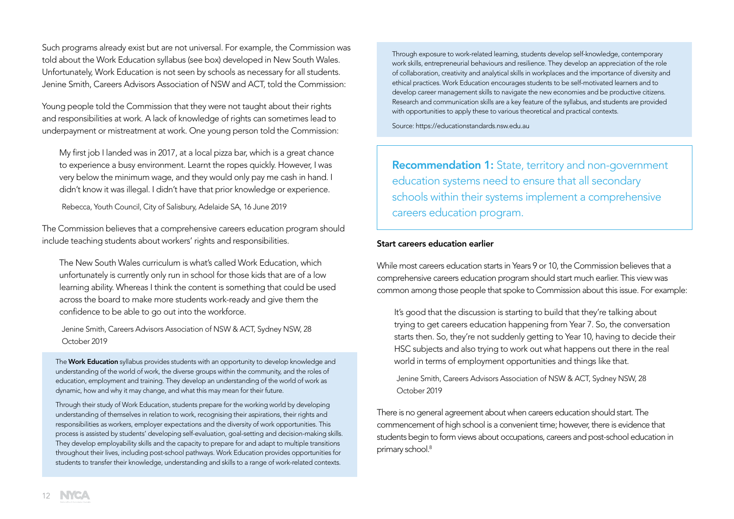Such programs already exist but are not universal. For example, the Commission was told about the Work Education syllabus (see box) developed in New South Wales. Unfortunately, Work Education is not seen by schools as necessary for all students. Jenine Smith, Careers Advisors Association of NSW and ACT, told the Commission:

Young people told the Commission that they were not taught about their rights and responsibilities at work. A lack of knowledge of rights can sometimes lead to underpayment or mistreatment at work. One young person told the Commission:

> My first job I landed was in 2017, at a local pizza bar, which is a great chance to experience a busy environment. Learnt the ropes quickly. However, I was very below the minimum wage, and they would only pay me cash in hand. I didn't know it was illegal. I didn't have that prior knowledge or experience.
>
> Rebecca, Youth Council, City of Salisbury, Adelaide SA, 16 June 2019

The Commission believes that a comprehensive careers education program should include teaching students about workers' rights and responsibilities.

> The New South Wales curriculum is what's called Work Education, which unfortunately is currently only run in school for those kids that are of a low learning ability. Whereas I think the content is something that could be used across the board to make more students work-ready and give them the confidence to be able to go out into the workforce.
>
> Jenine Smith, Careers Advisors Association of NSW & ACT, Sydney NSW, 28 October 2019

The **Work Education** syllabus provides students with an opportunity to develop knowledge and understanding of the world of work, the diverse groups within the community, and the roles of education, employment and training. They develop an understanding of the world of work as dynamic, how and why it may change, and what this may mean for their future.

Through their study of Work Education, students prepare for the working world by developing understanding of themselves in relation to work, recognising their aspirations, their rights and responsibilities as workers, employer expectations and the diversity of work opportunities. This process is assisted by students' developing self-evaluation, goal-setting and decision-making skills. They develop employability skills and the capacity to prepare for and adapt to multiple transitions throughout their lives, including post-school pathways. Work Education provides opportunities for students to transfer their knowledge, understanding and skills to a range of work-related contexts.

Through exposure to work-related learning, students develop self-knowledge, contemporary work skills, entrepreneurial behaviours and resilience. They develop an appreciation of the role of collaboration, creativity and analytical skills in workplaces and the importance of diversity and ethical practices. Work Education encourages students to be self-motivated learners and to develop career management skills to navigate the new economies and be productive citizens. Research and communication skills are a key feature of the syllabus, and students are provided with opportunities to apply these to various theoretical and practical contexts.

Source: https://educationstandards.nsw.edu.au

**Recommendation 1:** State, territory and non-government education systems need to ensure that all secondary schools within their systems implement a comprehensive careers education program.

### Start careers education earlier

While most careers education starts in Years 9 or 10, the Commission believes that a comprehensive careers education program should start much earlier. This view was common among those people that spoke to Commission about this issue. For example:

> It's good that the discussion is starting to build that they're talking about trying to get careers education happening from Year 7. So, the conversation starts then. So, they're not suddenly getting to Year 10, having to decide their HSC subjects and also trying to work out what happens out there in the real world in terms of employment opportunities and things like that.
>
> Jenine Smith, Careers Advisors Association of NSW & ACT, Sydney NSW, 28 October 2019

There is no general agreement about when careers education should start. The commencement of high school is a convenient time; however, there is evidence that students begin to form views about occupations, careers and post-school education in primary school.[8]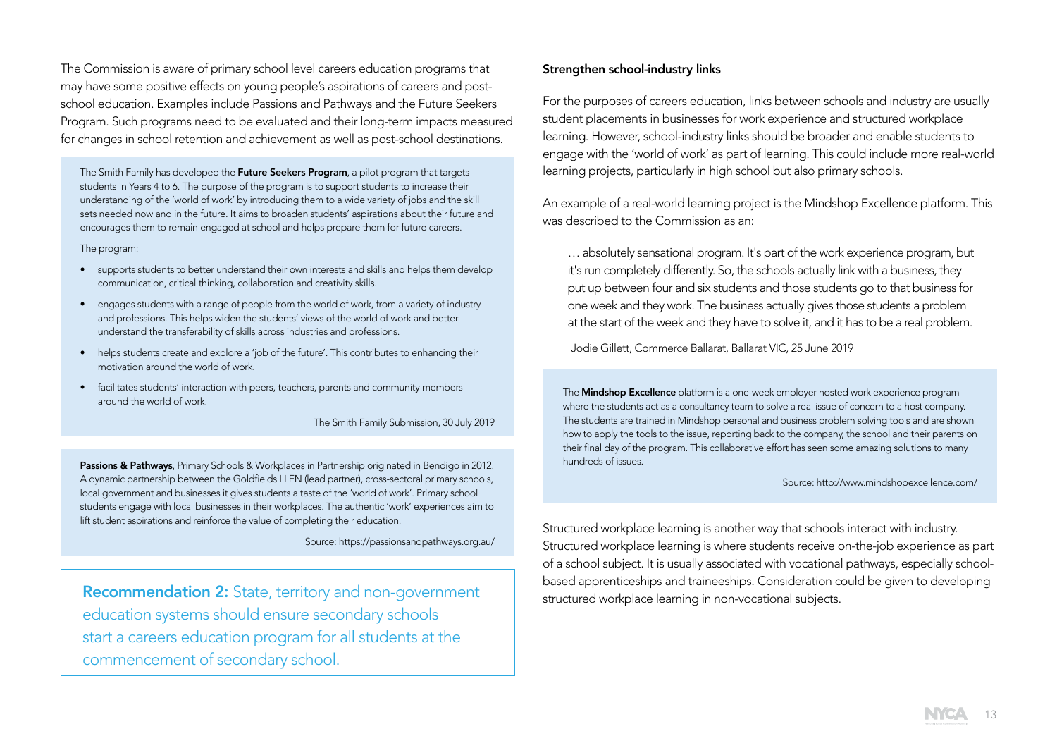The Commission is aware of primary school level careers education programs that may have some positive effects on young people's aspirations of careers and post-school education. Examples include Passions and Pathways and the Future Seekers Program. Such programs need to be evaluated and their long-term impacts measured for changes in school retention and achievement as well as post-school destinations.

> The Smith Family has developed the **Future Seekers Program**, a pilot program that targets students in Years 4 to 6. The purpose of the program is to support students to increase their understanding of the 'world of work' by introducing them to a wide variety of jobs and the skill sets needed now and in the future. It aims to broaden students' aspirations about their future and encourages them to remain engaged at school and helps prepare them for future careers.
>
> The program:
>
> - supports students to better understand their own interests and skills and helps them develop communication, critical thinking, collaboration and creativity skills.
> - engages students with a range of people from the world of work, from a variety of industry and professions. This helps widen the students' views of the world of work and better understand the transferability of skills across industries and professions.
> - helps students create and explore a 'job of the future'. This contributes to enhancing their motivation around the world of work.
> - facilitates students' interaction with peers, teachers, parents and community members around the world of work.
>
> The Smith Family Submission, 30 July 2019

> **Passions & Pathways**, Primary Schools & Workplaces in Partnership originated in Bendigo in 2012. A dynamic partnership between the Goldfields LLEN (lead partner), cross-sectoral primary schools, local government and businesses it gives students a taste of the 'world of work'. Primary school students engage with local businesses in their workplaces. The authentic 'work' experiences aim to lift student aspirations and reinforce the value of completing their education.
>
> Source: https://passionsandpathways.org.au/

**Recommendation 2:** State, territory and non-government education systems should ensure secondary schools start a careers education program for all students at the commencement of secondary school.

### Strengthen school-industry links

For the purposes of careers education, links between schools and industry are usually student placements in businesses for work experience and structured workplace learning. However, school-industry links should be broader and enable students to engage with the 'world of work' as part of learning. This could include more real-world learning projects, particularly in high school but also primary schools.

An example of a real-world learning project is the Mindshop Excellence platform. This was described to the Commission as an:

> … absolutely sensational program. It's part of the work experience program, but it's run completely differently. So, the schools actually link with a business, they put up between four and six students and those students go to that business for one week and they work. The business actually gives those students a problem at the start of the week and they have to solve it, and it has to be a real problem.
>
> Jodie Gillett, Commerce Ballarat, Ballarat VIC, 25 June 2019

> The **Mindshop Excellence** platform is a one-week employer hosted work experience program where the students act as a consultancy team to solve a real issue of concern to a host company. The students are trained in Mindshop personal and business problem solving tools and are shown how to apply the tools to the issue, reporting back to the company, the school and their parents on their final day of the program. This collaborative effort has seen some amazing solutions to many hundreds of issues.
>
> Source: http://www.mindshopexcellence.com/

Structured workplace learning is another way that schools interact with industry. Structured workplace learning is where students receive on-the-job experience as part of a school subject. It is usually associated with vocational pathways, especially school-based apprenticeships and traineeships. Consideration could be given to developing structured workplace learning in non-vocational subjects.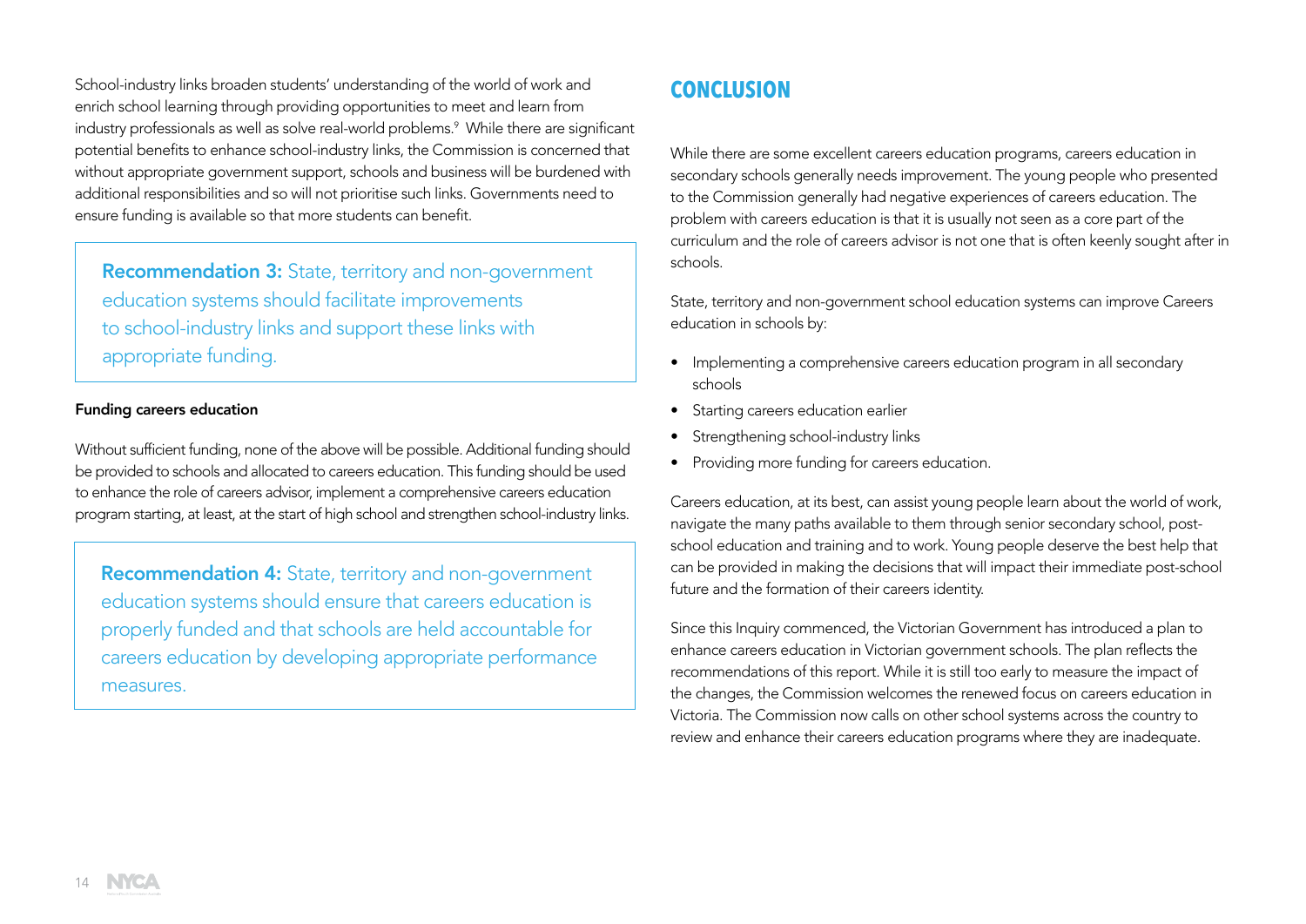School-industry links broaden students' understanding of the world of work and enrich school learning through providing opportunities to meet and learn from industry professionals as well as solve real-world problems.[9] While there are significant potential benefits to enhance school-industry links, the Commission is concerned that without appropriate government support, schools and business will be burdened with additional responsibilities and so will not prioritise such links. Governments need to ensure funding is available so that more students can benefit.

> **Recommendation 3:** State, territory and non-government education systems should facilitate improvements to school-industry links and support these links with appropriate funding.

#### Funding careers education

Without sufficient funding, none of the above will be possible. Additional funding should be provided to schools and allocated to careers education. This funding should be used to enhance the role of careers advisor, implement a comprehensive careers education program starting, at least, at the start of high school and strengthen school-industry links.

> **Recommendation 4:** State, territory and non-government education systems should ensure that careers education is properly funded and that schools are held accountable for careers education by developing appropriate performance measures.

## CONCLUSION

While there are some excellent careers education programs, careers education in secondary schools generally needs improvement. The young people who presented to the Commission generally had negative experiences of careers education. The problem with careers education is that it is usually not seen as a core part of the curriculum and the role of careers advisor is not one that is often keenly sought after in schools.

State, territory and non-government school education systems can improve Careers education in schools by:

- Implementing a comprehensive careers education program in all secondary schools
- Starting careers education earlier
- Strengthening school-industry links
- Providing more funding for careers education.

Careers education, at its best, can assist young people learn about the world of work, navigate the many paths available to them through senior secondary school, post-school education and training and to work. Young people deserve the best help that can be provided in making the decisions that will impact their immediate post-school future and the formation of their careers identity.

Since this Inquiry commenced, the Victorian Government has introduced a plan to enhance careers education in Victorian government schools. The plan reflects the recommendations of this report. While it is still too early to measure the impact of the changes, the Commission welcomes the renewed focus on careers education in Victoria. The Commission now calls on other school systems across the country to review and enhance their careers education programs where they are inadequate.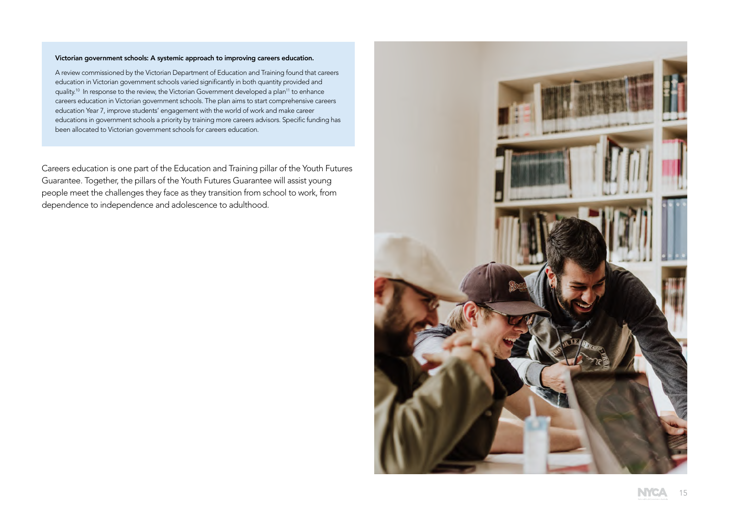**Victorian government schools: A systemic approach to improving careers education.**

A review commissioned by the Victorian Department of Education and Training found that careers education in Victorian government schools varied significantly in both quantity provided and quality.[10] In response to the review, the Victorian Government developed a plan[11] to enhance careers education in Victorian government schools. The plan aims to start comprehensive careers education Year 7, improve students' engagement with the world of work and make career educations in government schools a priority by training more careers advisors. Specific funding has been allocated to Victorian government schools for careers education.

Careers education is one part of the Education and Training pillar of the Youth Futures Guarantee. Together, the pillars of the Youth Futures Guarantee will assist young people meet the challenges they face as they transition from school to work, from dependence to independence and adolescence to adulthood.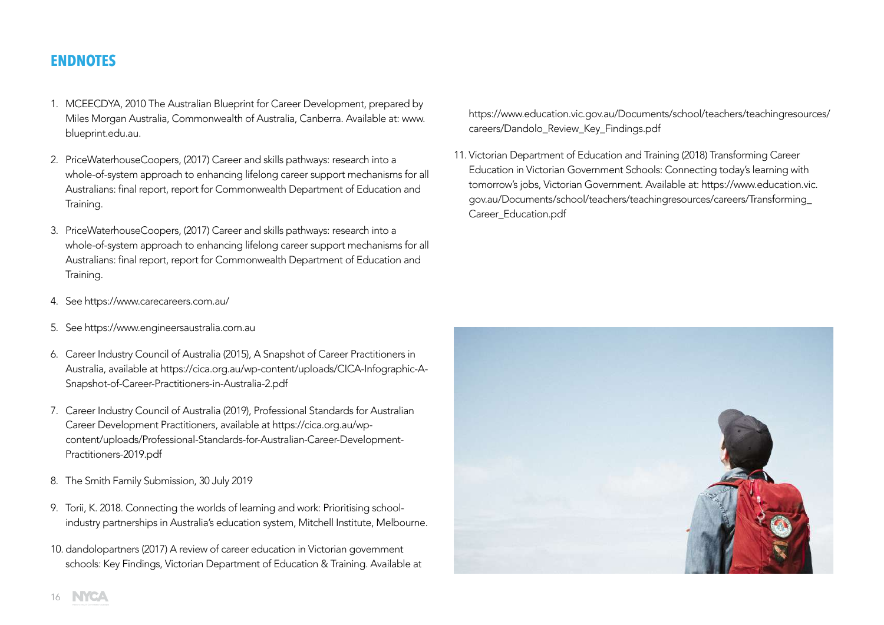## ENDNOTES

1. MCEECDYA, 2010 The Australian Blueprint for Career Development, prepared by Miles Morgan Australia, Commonwealth of Australia, Canberra. Available at: www.blueprint.edu.au.

2. PriceWaterhouseCoopers, (2017) Career and skills pathways: research into a whole-of-system approach to enhancing lifelong career support mechanisms for all Australians: final report, report for Commonwealth Department of Education and Training.

3. PriceWaterhouseCoopers, (2017) Career and skills pathways: research into a whole-of-system approach to enhancing lifelong career support mechanisms for all Australians: final report, report for Commonwealth Department of Education and Training.

4. See https://www.carecareers.com.au/

5. See https://www.engineersaustralia.com.au

6. Career Industry Council of Australia (2015), A Snapshot of Career Practitioners in Australia, available at https://cica.org.au/wp-content/uploads/CICA-Infographic-A-Snapshot-of-Career-Practitioners-in-Australia-2.pdf

7. Career Industry Council of Australia (2019), Professional Standards for Australian Career Development Practitioners, available at https://cica.org.au/wp-content/uploads/Professional-Standards-for-Australian-Career-Development-Practitioners-2019.pdf

8. The Smith Family Submission, 30 July 2019

9. Torii, K. 2018. Connecting the worlds of learning and work: Prioritising school-industry partnerships in Australia's education system, Mitchell Institute, Melbourne.

10. dandolopartners (2017) A review of career education in Victorian government schools: Key Findings, Victorian Department of Education & Training. Available at https://www.education.vic.gov.au/Documents/school/teachers/teachingresources/careers/Dandolo_Review_Key_Findings.pdf

11. Victorian Department of Education and Training (2018) Transforming Career Education in Victorian Government Schools: Connecting today's learning with tomorrow's jobs, Victorian Government. Available at: https://www.education.vic.gov.au/Documents/school/teachers/teachingresources/careers/Transforming_Career_Education.pdf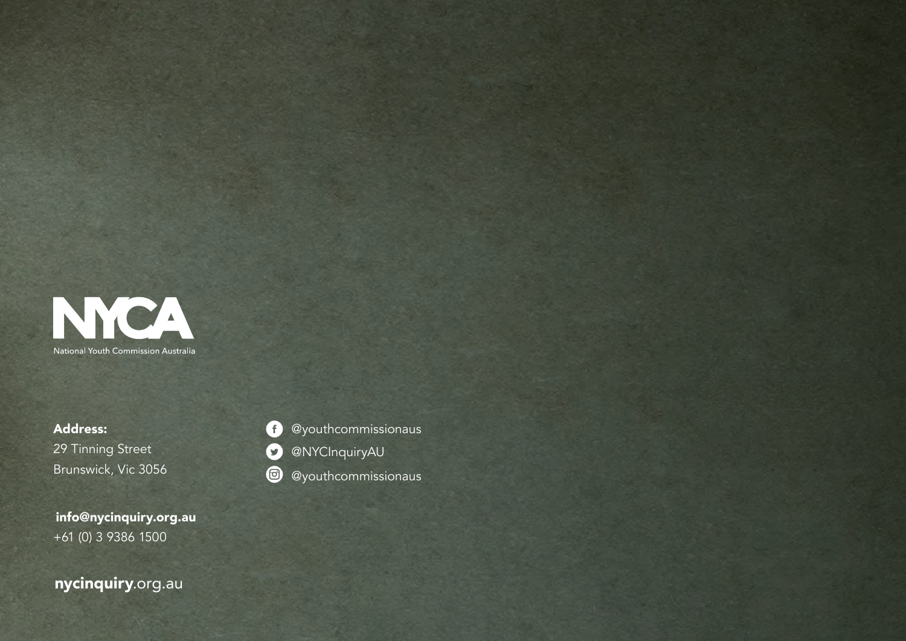NYCA

National Youth Commission Australia

**Address:**
29 Tinning Street
Brunswick, Vic 3056

**info@nycinquiry.org.au**
+61 (0) 3 9386 1500

**nycinquiry**.org.au

@youthcommissionaus
@NYCInquiryAU
@youthcommissionaus